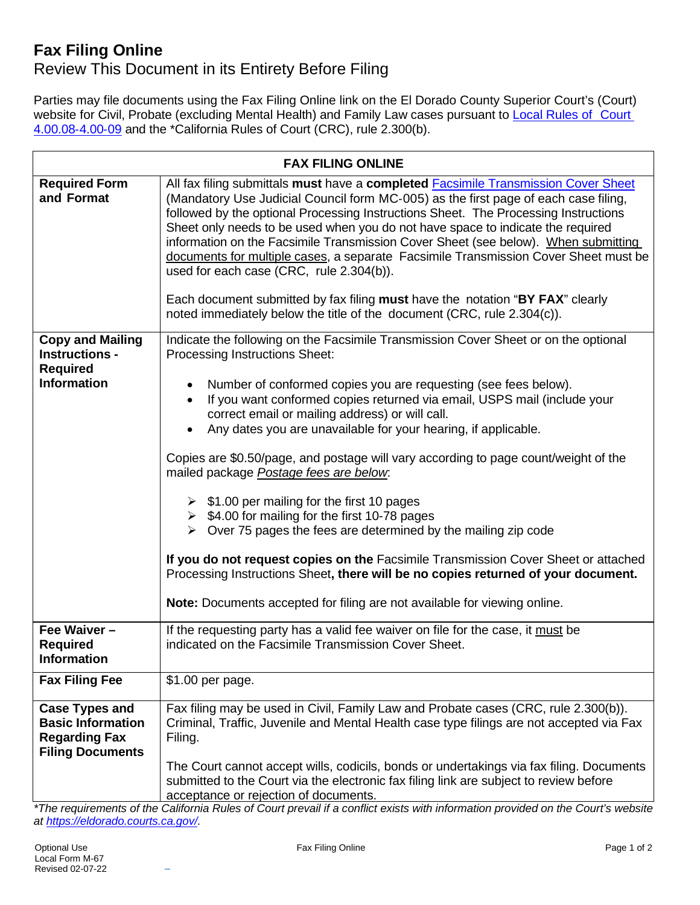# Fax Filing Online

Review This Document in its Entirety Before Filing

Parties may file documents using the Fax Filing Online link on the El Dorado County Superior Court's (Court) website for Civil, Probate (excluding Mental Health) and Family Law cases pursuant to [Local Rules of Court 4.00.08-4.00-09]() and the *California Rules of Court (CRC), rule 2.300(b).

| FAX FILING ONLINE | |
|---|---|
| **Required Form and Format** | All fax filing submittals **must** have a **completed** [Facsimile Transmission Cover Sheet]() (Mandatory Use Judicial Council form MC-005) as the first page of each case filing, followed by the optional Processing Instructions Sheet. The Processing Instructions Sheet only needs to be used when you do not have space to indicate the required information on the Facsimile Transmission Cover Sheet (see below). <u>When submitting documents for multiple cases</u>, a separate Facsimile Transmission Cover Sheet must be used for each case (CRC, rule 2.304(b)).<br><br>Each document submitted by fax filing **must** have the notation "**BY FAX**" clearly noted immediately below the title of the document (CRC, rule 2.304(c)). |
| **Copy and Mailing Instructions - Required Information** | Indicate the following on the Facsimile Transmission Cover Sheet or on the optional Processing Instructions Sheet:<br><br>• Number of conformed copies you are requesting (see fees below).<br>• If you want conformed copies returned via email, USPS mail (include your correct email or mailing address) or will call.<br>• Any dates you are unavailable for your hearing, if applicable.<br><br>Copies are $0.50/page, and postage will vary according to page count/weight of the mailed package <u>*Postage fees are below*</u>:<br><br>➢ $1.00 per mailing for the first 10 pages<br>➢ $4.00 for mailing for the first 10-78 pages<br>➢ Over 75 pages the fees are determined by the mailing zip code<br><br>**If you do not request copies on the** Facsimile Transmission Cover Sheet or attached Processing Instructions Sheet**, there will be no copies returned of your document.**<br><br>**Note:** Documents accepted for filing are not available for viewing online. |
| **Fee Waiver – Required Information** | If the requesting party has a valid fee waiver on file for the case, it <u>must</u> be indicated on the Facsimile Transmission Cover Sheet. |
| **Fax Filing Fee** | $1.00 per page. |
| **Case Types and Basic Information Regarding Fax Filing Documents** | Fax filing may be used in Civil, Family Law and Probate cases (CRC, rule 2.300(b)). Criminal, Traffic, Juvenile and Mental Health case type filings are not accepted via Fax Filing.<br><br>The Court cannot accept wills, codicils, bonds or undertakings via fax filing. Documents submitted to the Court via the electronic fax filing link are subject to review before acceptance or rejection of documents. |

*\*The requirements of the California Rules of Court prevail if a conflict exists with information provided on the Court's website at [https://eldorado.courts.ca.gov/](https://eldorado.courts.ca.gov/).*

Optional Use
Local Form M-67
Revised 02-07-22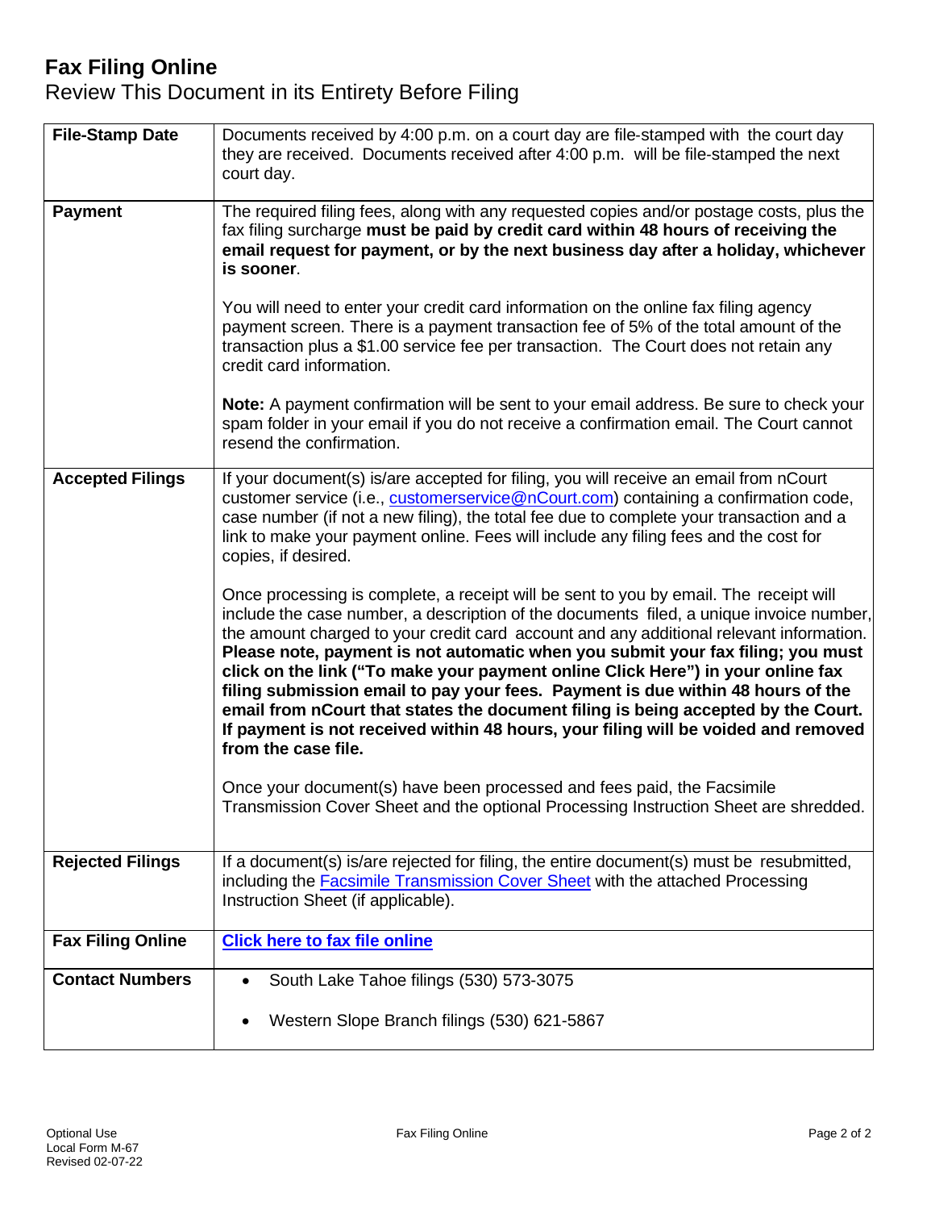# Fax Filing Online

Review This Document in its Entirety Before Filing

| | |
|---|---|
| **File-Stamp Date** | Documents received by 4:00 p.m. on a court day are file-stamped with the court day they are received. Documents received after 4:00 p.m. will be file-stamped the next court day. |
| **Payment** | The required filing fees, along with any requested copies and/or postage costs, plus the fax filing surcharge **must be paid by credit card within 48 hours of receiving the email request for payment, or by the next business day after a holiday, whichever is sooner**.<br><br>You will need to enter your credit card information on the online fax filing agency payment screen. There is a payment transaction fee of 5% of the total amount of the transaction plus a $1.00 service fee per transaction. The Court does not retain any credit card information.<br><br>**Note:** A payment confirmation will be sent to your email address. Be sure to check your spam folder in your email if you do not receive a confirmation email. The Court cannot resend the confirmation. |
| **Accepted Filings** | If your document(s) is/are accepted for filing, you will receive an email from nCourt customer service (i.e., customerservice@nCourt.com) containing a confirmation code, case number (if not a new filing), the total fee due to complete your transaction and a link to make your payment online. Fees will include any filing fees and the cost for copies, if desired.<br><br>Once processing is complete, a receipt will be sent to you by email. The receipt will include the case number, a description of the documents filed, a unique invoice number, the amount charged to your credit card account and any additional relevant information. **Please note, payment is not automatic when you submit your fax filing; you must click on the link ("To make your payment online Click Here") in your online fax filing submission email to pay your fees. Payment is due within 48 hours of the email from nCourt that states the document filing is being accepted by the Court. If payment is not received within 48 hours, your filing will be voided and removed from the case file.**<br><br>Once your document(s) have been processed and fees paid, the Facsimile Transmission Cover Sheet and the optional Processing Instruction Sheet are shredded. |
| **Rejected Filings** | If a document(s) is/are rejected for filing, the entire document(s) must be resubmitted, including the Facsimile Transmission Cover Sheet with the attached Processing Instruction Sheet (if applicable). |
| **Fax Filing Online** | **Click here to fax file online** |
| **Contact Numbers** | • South Lake Tahoe filings (530) 573-3075<br><br>• Western Slope Branch filings (530) 621-5867 |

Optional Use
Local Form M-67
Revised 02-07-22